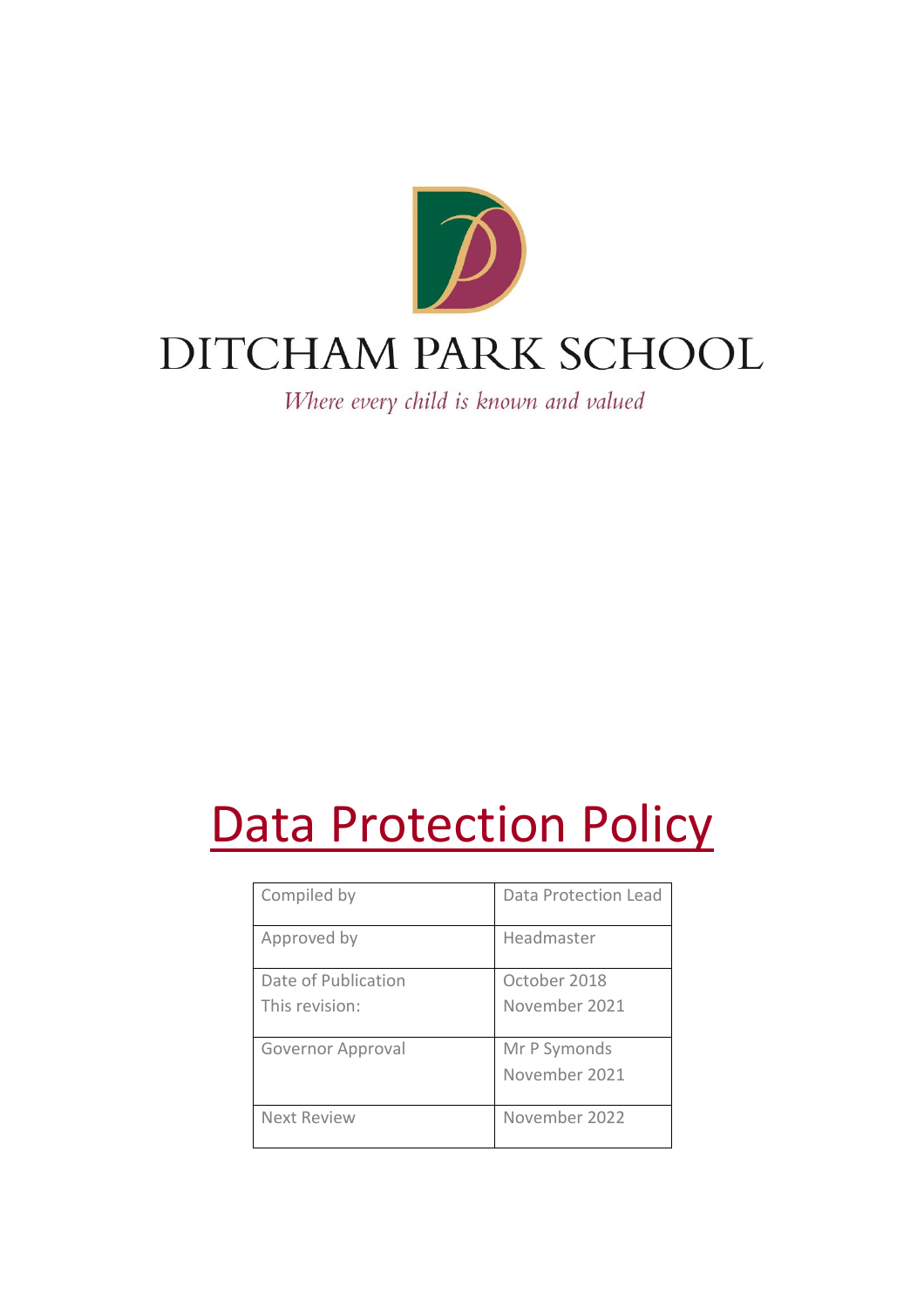# DITCHAM PARK SCHOOL

*Where every child is known and valued*

# Data Protection Policy

| Compiled by | Data Protection Lead |
|---|---|
| Approved by | Headmaster |
| Date of Publication<br>This revision: | October 2018<br>November 2021 |
| Governor Approval | Mr P Symonds<br>November 2021 |
| Next Review | November 2022 |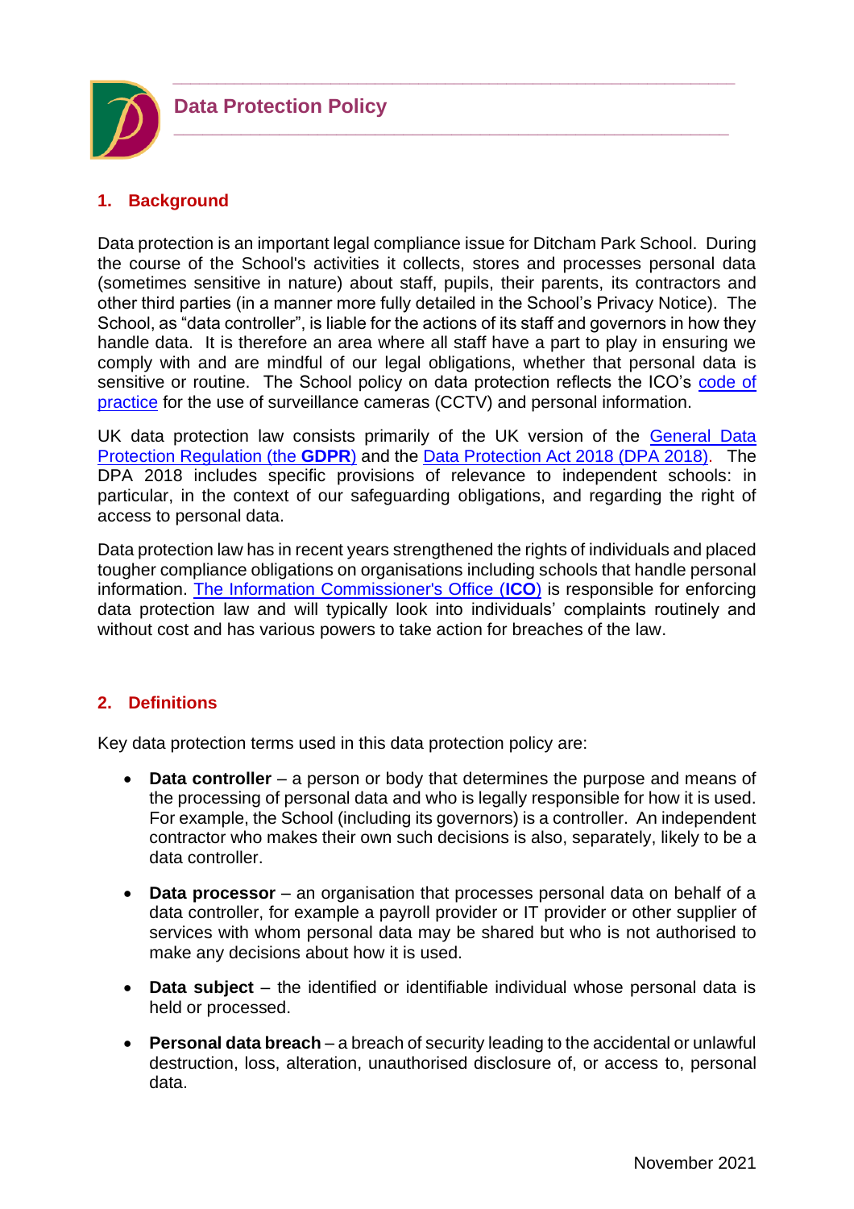# Data Protection Policy

## 1. Background

Data protection is an important legal compliance issue for Ditcham Park School. During the course of the School's activities it collects, stores and processes personal data (sometimes sensitive in nature) about staff, pupils, their parents, its contractors and other third parties (in a manner more fully detailed in the School's Privacy Notice). The School, as "data controller", is liable for the actions of its staff and governors in how they handle data. It is therefore an area where all staff have a part to play in ensuring we comply with and are mindful of our legal obligations, whether that personal data is sensitive or routine. The School policy on data protection reflects the ICO's code of practice for the use of surveillance cameras (CCTV) and personal information.

UK data protection law consists primarily of the UK version of the General Data Protection Regulation (the **GDPR**) and the Data Protection Act 2018 (DPA 2018). The DPA 2018 includes specific provisions of relevance to independent schools: in particular, in the context of our safeguarding obligations, and regarding the right of access to personal data.

Data protection law has in recent years strengthened the rights of individuals and placed tougher compliance obligations on organisations including schools that handle personal information. The Information Commissioner's Office (**ICO**) is responsible for enforcing data protection law and will typically look into individuals' complaints routinely and without cost and has various powers to take action for breaches of the law.

## 2. Definitions

Key data protection terms used in this data protection policy are:

- **Data controller** – a person or body that determines the purpose and means of the processing of personal data and who is legally responsible for how it is used. For example, the School (including its governors) is a controller. An independent contractor who makes their own such decisions is also, separately, likely to be a data controller.
- **Data processor** – an organisation that processes personal data on behalf of a data controller, for example a payroll provider or IT provider or other supplier of services with whom personal data may be shared but who is not authorised to make any decisions about how it is used.
- **Data subject** – the identified or identifiable individual whose personal data is held or processed.
- **Personal data breach** – a breach of security leading to the accidental or unlawful destruction, loss, alteration, unauthorised disclosure of, or access to, personal data.

November 2021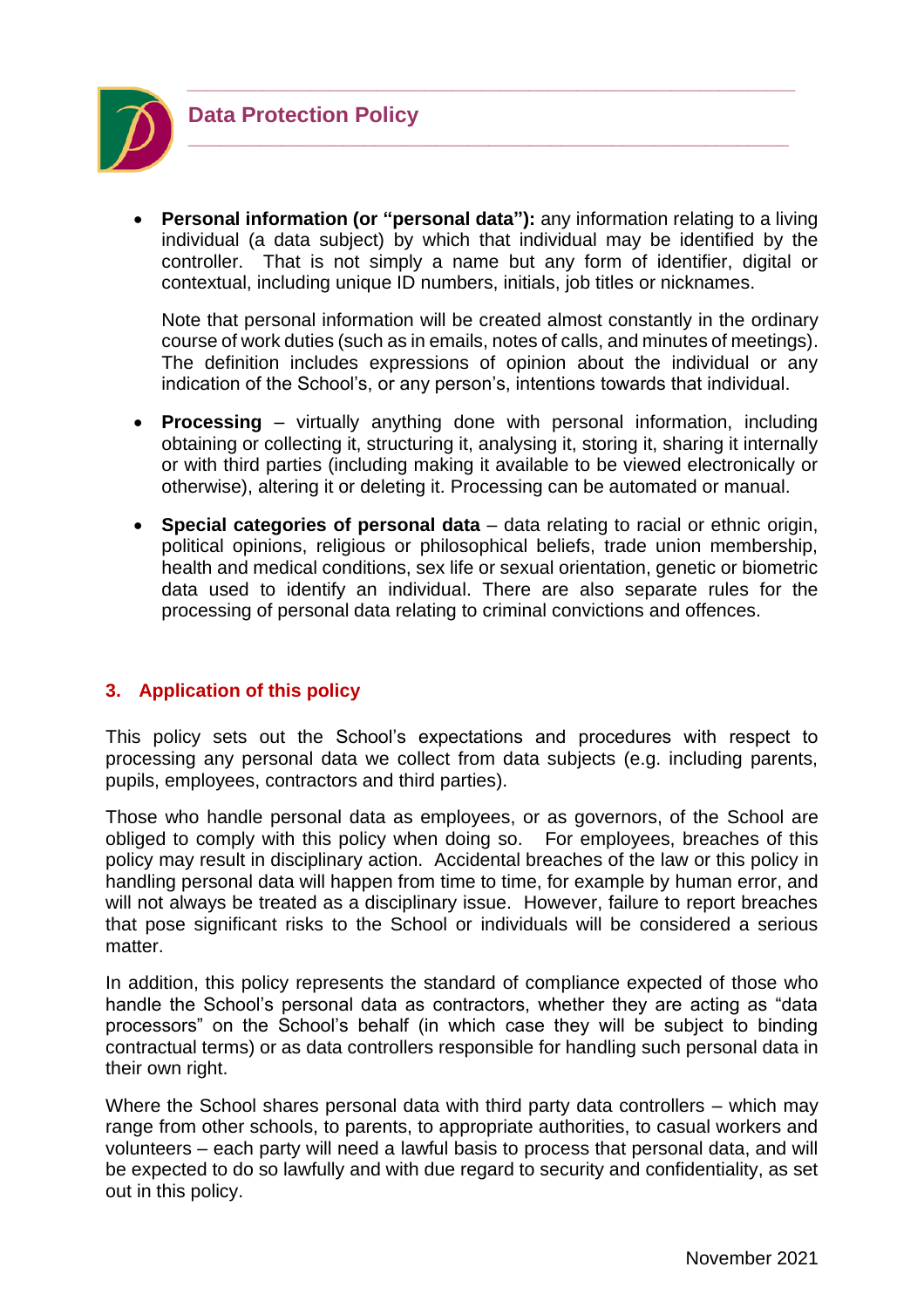- **Personal information (or "personal data"):** any information relating to a living individual (a data subject) by which that individual may be identified by the controller. That is not simply a name but any form of identifier, digital or contextual, including unique ID numbers, initials, job titles or nicknames.

  Note that personal information will be created almost constantly in the ordinary course of work duties (such as in emails, notes of calls, and minutes of meetings). The definition includes expressions of opinion about the individual or any indication of the School's, or any person's, intentions towards that individual.

- **Processing** – virtually anything done with personal information, including obtaining or collecting it, structuring it, analysing it, storing it, sharing it internally or with third parties (including making it available to be viewed electronically or otherwise), altering it or deleting it. Processing can be automated or manual.

- **Special categories of personal data** – data relating to racial or ethnic origin, political opinions, religious or philosophical beliefs, trade union membership, health and medical conditions, sex life or sexual orientation, genetic or biometric data used to identify an individual. There are also separate rules for the processing of personal data relating to criminal convictions and offences.

## 3. Application of this policy

This policy sets out the School's expectations and procedures with respect to processing any personal data we collect from data subjects (e.g. including parents, pupils, employees, contractors and third parties).

Those who handle personal data as employees, or as governors, of the School are obliged to comply with this policy when doing so. For employees, breaches of this policy may result in disciplinary action. Accidental breaches of the law or this policy in handling personal data will happen from time to time, for example by human error, and will not always be treated as a disciplinary issue. However, failure to report breaches that pose significant risks to the School or individuals will be considered a serious matter.

In addition, this policy represents the standard of compliance expected of those who handle the School's personal data as contractors, whether they are acting as "data processors" on the School's behalf (in which case they will be subject to binding contractual terms) or as data controllers responsible for handling such personal data in their own right.

Where the School shares personal data with third party data controllers – which may range from other schools, to parents, to appropriate authorities, to casual workers and volunteers – each party will need a lawful basis to process that personal data, and will be expected to do so lawfully and with due regard to security and confidentiality, as set out in this policy.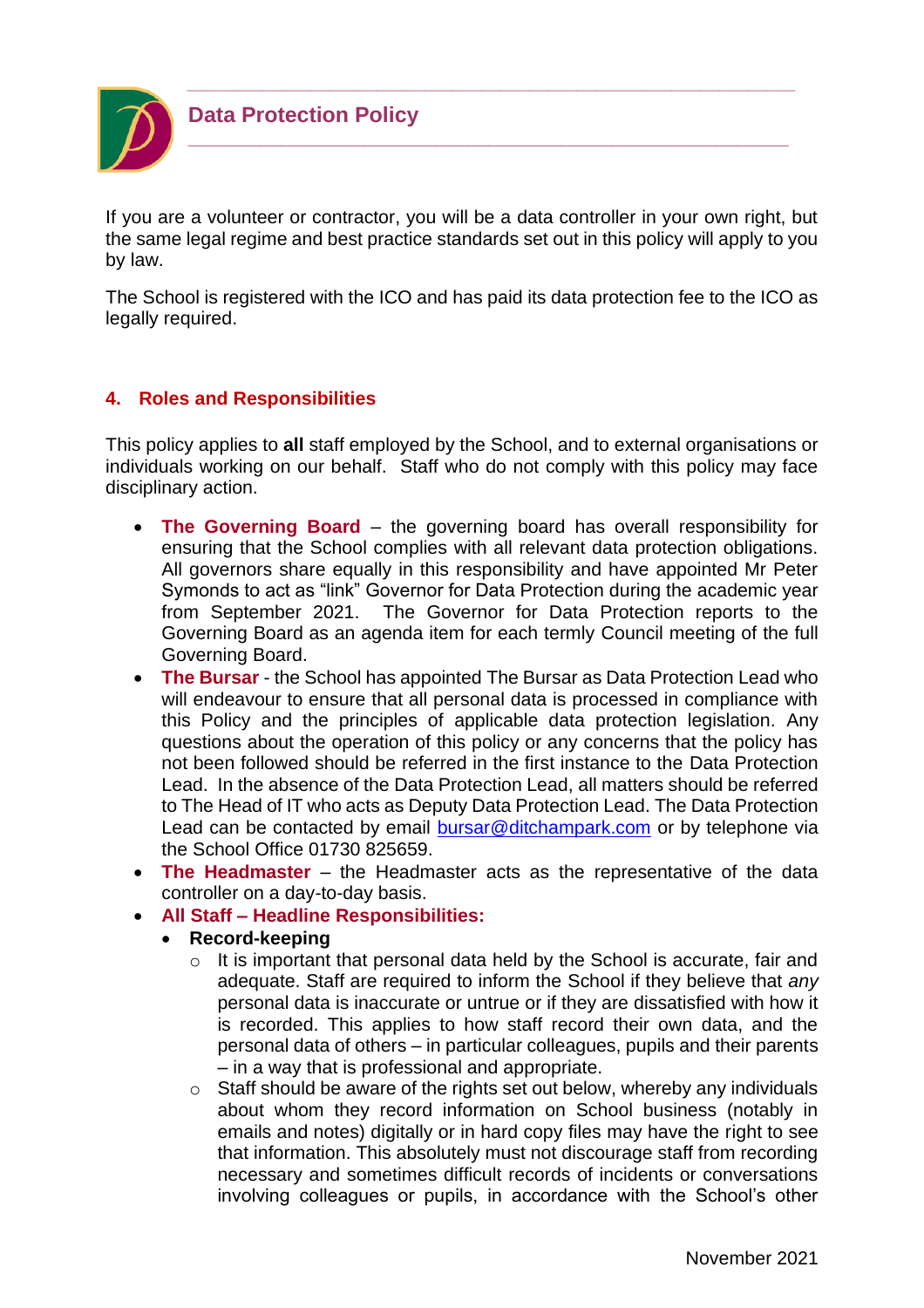If you are a volunteer or contractor, you will be a data controller in your own right, but the same legal regime and best practice standards set out in this policy will apply to you by law.

The School is registered with the ICO and has paid its data protection fee to the ICO as legally required.

## 4. Roles and Responsibilities

This policy applies to **all** staff employed by the School, and to external organisations or individuals working on our behalf. Staff who do not comply with this policy may face disciplinary action.

- **The Governing Board** – the governing board has overall responsibility for ensuring that the School complies with all relevant data protection obligations. All governors share equally in this responsibility and have appointed Mr Peter Symonds to act as "link" Governor for Data Protection during the academic year from September 2021. The Governor for Data Protection reports to the Governing Board as an agenda item for each termly Council meeting of the full Governing Board.
- **The Bursar** - the School has appointed The Bursar as Data Protection Lead who will endeavour to ensure that all personal data is processed in compliance with this Policy and the principles of applicable data protection legislation. Any questions about the operation of this policy or any concerns that the policy has not been followed should be referred in the first instance to the Data Protection Lead. In the absence of the Data Protection Lead, all matters should be referred to The Head of IT who acts as Deputy Data Protection Lead. The Data Protection Lead can be contacted by email bursar@ditchampark.com or by telephone via the School Office 01730 825659.
- **The Headmaster** – the Headmaster acts as the representative of the data controller on a day-to-day basis.
- **All Staff – Headline Responsibilities:**
  - **Record-keeping**
    - It is important that personal data held by the School is accurate, fair and adequate. Staff are required to inform the School if they believe that *any* personal data is inaccurate or untrue or if they are dissatisfied with how it is recorded. This applies to how staff record their own data, and the personal data of others – in particular colleagues, pupils and their parents – in a way that is professional and appropriate.
    - Staff should be aware of the rights set out below, whereby any individuals about whom they record information on School business (notably in emails and notes) digitally or in hard copy files may have the right to see that information. This absolutely must not discourage staff from recording necessary and sometimes difficult records of incidents or conversations involving colleagues or pupils, in accordance with the School's other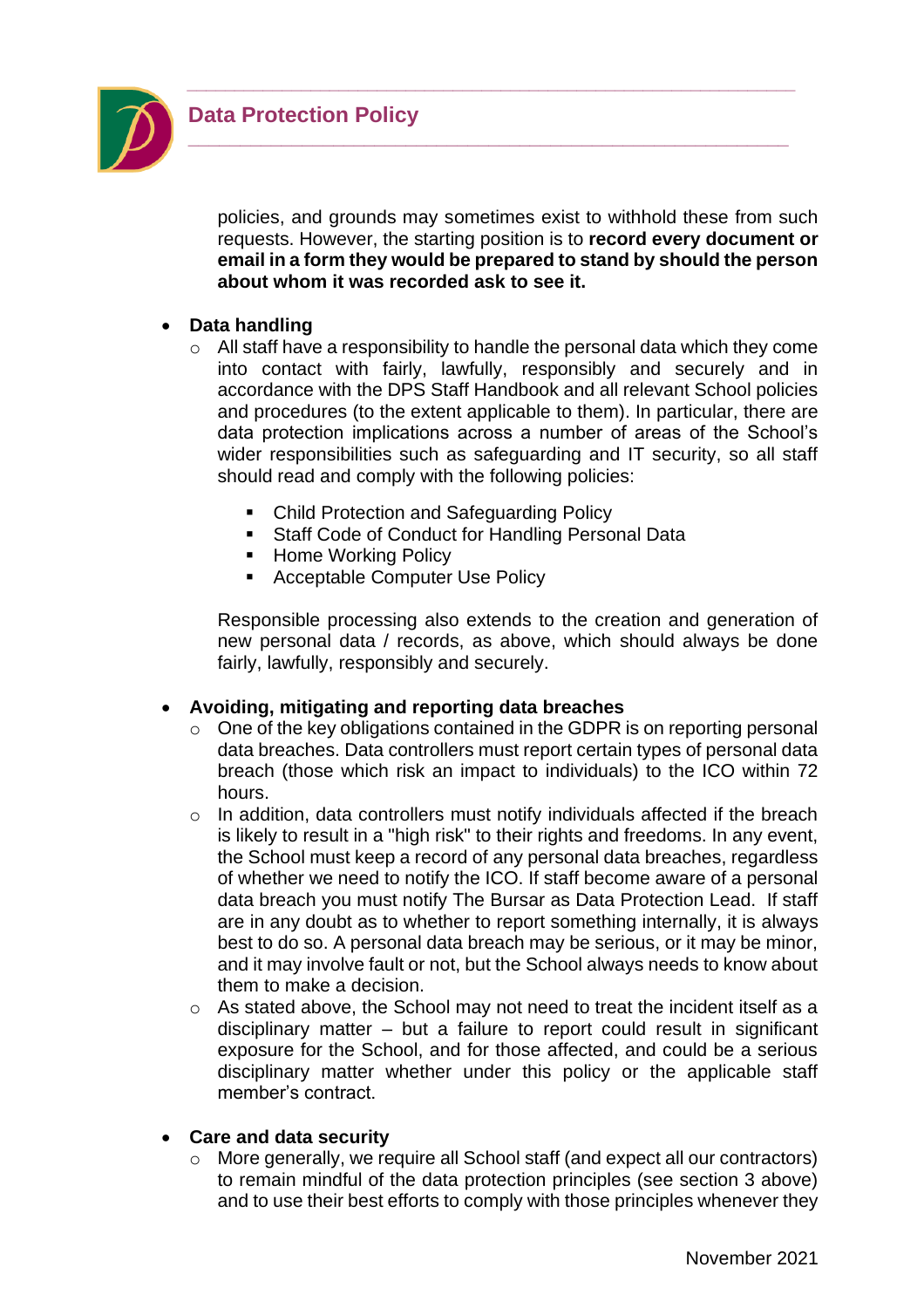policies, and grounds may sometimes exist to withhold these from such requests. However, the starting position is to **record every document or email in a form they would be prepared to stand by should the person about whom it was recorded ask to see it.**

- **Data handling**
  - All staff have a responsibility to handle the personal data which they come into contact with fairly, lawfully, responsibly and securely and in accordance with the DPS Staff Handbook and all relevant School policies and procedures (to the extent applicable to them). In particular, there are data protection implications across a number of areas of the School's wider responsibilities such as safeguarding and IT security, so all staff should read and comply with the following policies:

    - Child Protection and Safeguarding Policy
    - Staff Code of Conduct for Handling Personal Data
    - Home Working Policy
    - Acceptable Computer Use Policy

    Responsible processing also extends to the creation and generation of new personal data / records, as above, which should always be done fairly, lawfully, responsibly and securely.

- **Avoiding, mitigating and reporting data breaches**
  - One of the key obligations contained in the GDPR is on reporting personal data breaches. Data controllers must report certain types of personal data breach (those which risk an impact to individuals) to the ICO within 72 hours.
  - In addition, data controllers must notify individuals affected if the breach is likely to result in a "high risk" to their rights and freedoms. In any event, the School must keep a record of any personal data breaches, regardless of whether we need to notify the ICO. If staff become aware of a personal data breach you must notify The Bursar as Data Protection Lead. If staff are in any doubt as to whether to report something internally, it is always best to do so. A personal data breach may be serious, or it may be minor, and it may involve fault or not, but the School always needs to know about them to make a decision.
  - As stated above, the School may not need to treat the incident itself as a disciplinary matter – but a failure to report could result in significant exposure for the School, and for those affected, and could be a serious disciplinary matter whether under this policy or the applicable staff member's contract.

- **Care and data security**
  - More generally, we require all School staff (and expect all our contractors) to remain mindful of the data protection principles (see section 3 above) and to use their best efforts to comply with those principles whenever they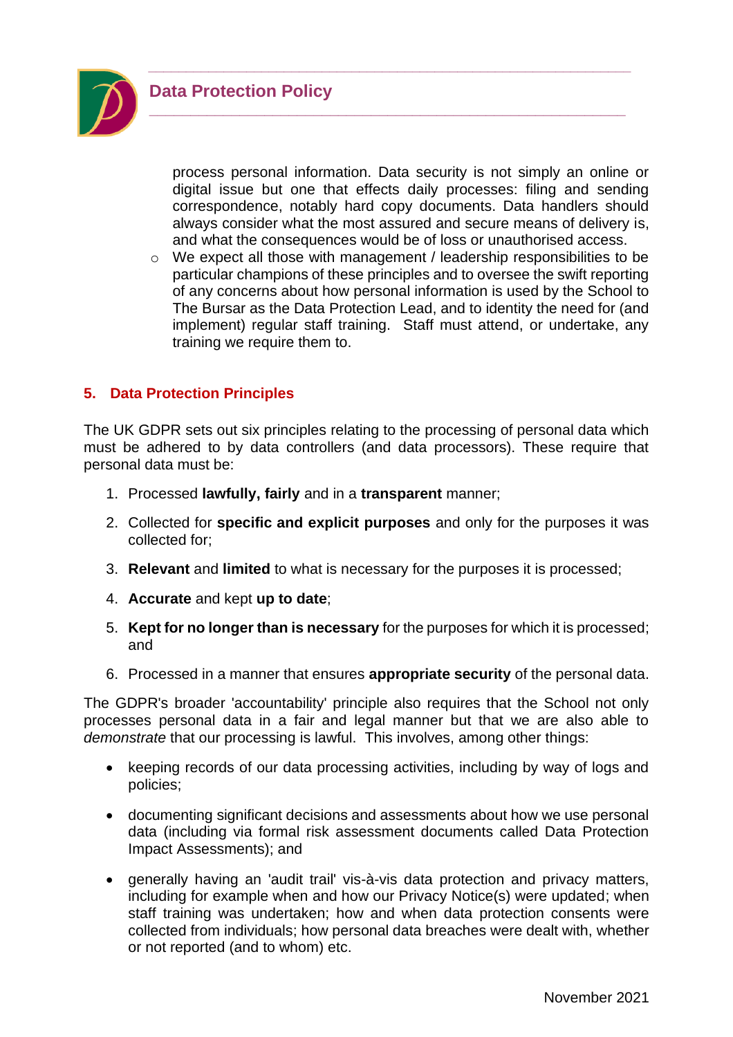process personal information. Data security is not simply an online or digital issue but one that effects daily processes: filing and sending correspondence, notably hard copy documents. Data handlers should always consider what the most assured and secure means of delivery is, and what the consequences would be of loss or unauthorised access.

- We expect all those with management / leadership responsibilities to be particular champions of these principles and to oversee the swift reporting of any concerns about how personal information is used by the School to The Bursar as the Data Protection Lead, and to identity the need for (and implement) regular staff training. Staff must attend, or undertake, any training we require them to.

## 5. Data Protection Principles

The UK GDPR sets out six principles relating to the processing of personal data which must be adhered to by data controllers (and data processors). These require that personal data must be:

1. Processed **lawfully, fairly** and in a **transparent** manner;
2. Collected for **specific and explicit purposes** and only for the purposes it was collected for;
3. **Relevant** and **limited** to what is necessary for the purposes it is processed;
4. **Accurate** and kept **up to date**;
5. **Kept for no longer than is necessary** for the purposes for which it is processed; and
6. Processed in a manner that ensures **appropriate security** of the personal data.

The GDPR's broader 'accountability' principle also requires that the School not only processes personal data in a fair and legal manner but that we are also able to *demonstrate* that our processing is lawful. This involves, among other things:

- keeping records of our data processing activities, including by way of logs and policies;
- documenting significant decisions and assessments about how we use personal data (including via formal risk assessment documents called Data Protection Impact Assessments); and
- generally having an 'audit trail' vis-à-vis data protection and privacy matters, including for example when and how our Privacy Notice(s) were updated; when staff training was undertaken; how and when data protection consents were collected from individuals; how personal data breaches were dealt with, whether or not reported (and to whom) etc.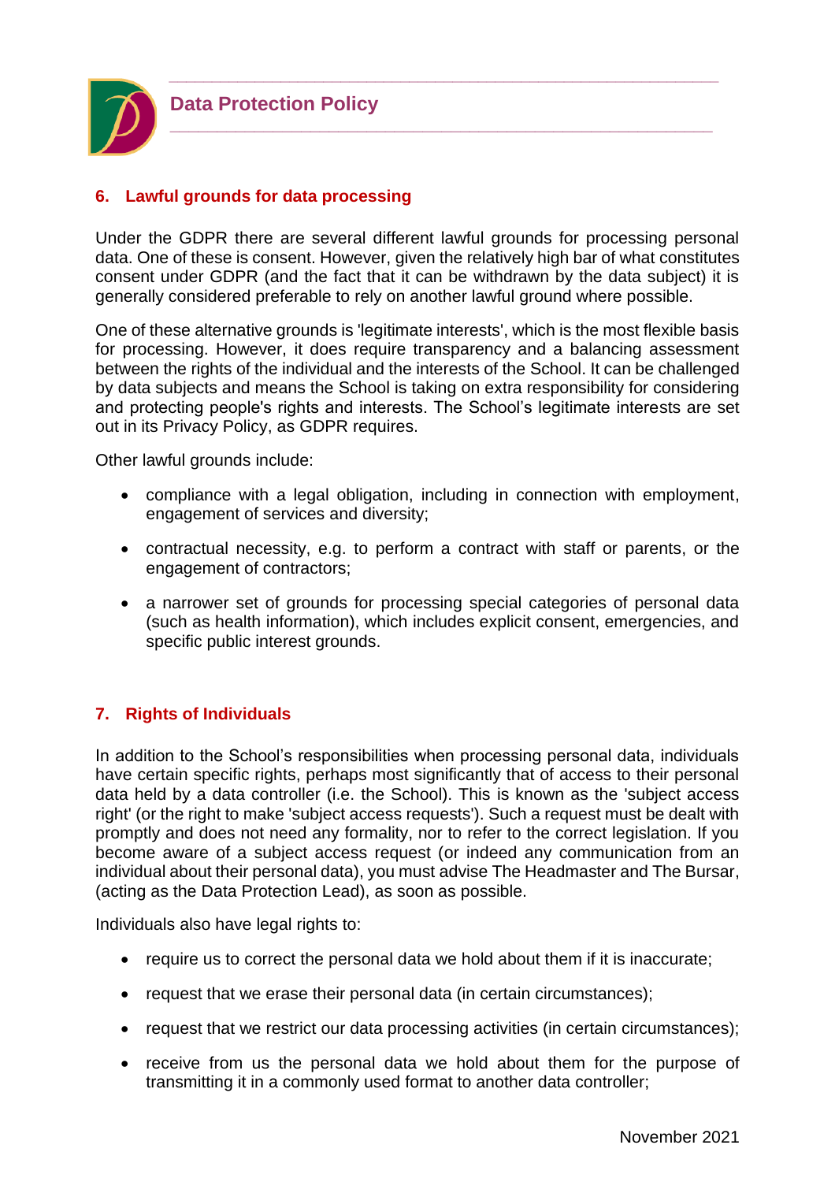## 6. Lawful grounds for data processing

Under the GDPR there are several different lawful grounds for processing personal data. One of these is consent. However, given the relatively high bar of what constitutes consent under GDPR (and the fact that it can be withdrawn by the data subject) it is generally considered preferable to rely on another lawful ground where possible.

One of these alternative grounds is 'legitimate interests', which is the most flexible basis for processing. However, it does require transparency and a balancing assessment between the rights of the individual and the interests of the School. It can be challenged by data subjects and means the School is taking on extra responsibility for considering and protecting people's rights and interests. The School's legitimate interests are set out in its Privacy Policy, as GDPR requires.

Other lawful grounds include:

- compliance with a legal obligation, including in connection with employment, engagement of services and diversity;
- contractual necessity, e.g. to perform a contract with staff or parents, or the engagement of contractors;
- a narrower set of grounds for processing special categories of personal data (such as health information), which includes explicit consent, emergencies, and specific public interest grounds.

## 7. Rights of Individuals

In addition to the School's responsibilities when processing personal data, individuals have certain specific rights, perhaps most significantly that of access to their personal data held by a data controller (i.e. the School). This is known as the 'subject access right' (or the right to make 'subject access requests'). Such a request must be dealt with promptly and does not need any formality, nor to refer to the correct legislation. If you become aware of a subject access request (or indeed any communication from an individual about their personal data), you must advise The Headmaster and The Bursar, (acting as the Data Protection Lead), as soon as possible.

Individuals also have legal rights to:

- require us to correct the personal data we hold about them if it is inaccurate;
- request that we erase their personal data (in certain circumstances);
- request that we restrict our data processing activities (in certain circumstances);
- receive from us the personal data we hold about them for the purpose of transmitting it in a commonly used format to another data controller;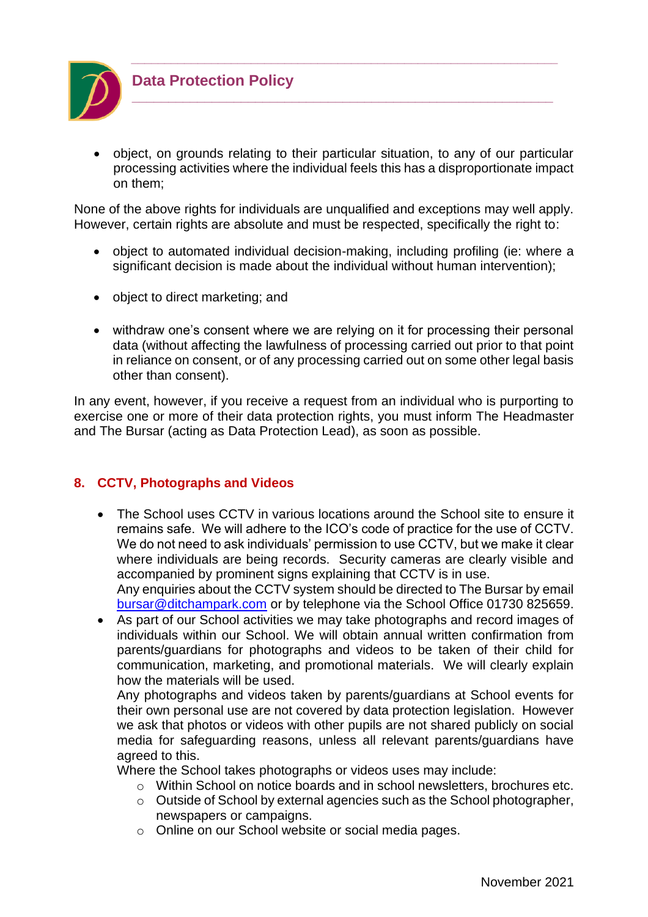- object, on grounds relating to their particular situation, to any of our particular processing activities where the individual feels this has a disproportionate impact on them;

None of the above rights for individuals are unqualified and exceptions may well apply. However, certain rights are absolute and must be respected, specifically the right to:

- object to automated individual decision-making, including profiling (ie: where a significant decision is made about the individual without human intervention);
- object to direct marketing; and
- withdraw one's consent where we are relying on it for processing their personal data (without affecting the lawfulness of processing carried out prior to that point in reliance on consent, or of any processing carried out on some other legal basis other than consent).

In any event, however, if you receive a request from an individual who is purporting to exercise one or more of their data protection rights, you must inform The Headmaster and The Bursar (acting as Data Protection Lead), as soon as possible.

## 8. CCTV, Photographs and Videos

- The School uses CCTV in various locations around the School site to ensure it remains safe. We will adhere to the ICO's code of practice for the use of CCTV. We do not need to ask individuals' permission to use CCTV, but we make it clear where individuals are being records. Security cameras are clearly visible and accompanied by prominent signs explaining that CCTV is in use.
  Any enquiries about the CCTV system should be directed to The Bursar by email bursar@ditchampark.com or by telephone via the School Office 01730 825659.
- As part of our School activities we may take photographs and record images of individuals within our School. We will obtain annual written confirmation from parents/guardians for photographs and videos to be taken of their child for communication, marketing, and promotional materials. We will clearly explain how the materials will be used.
  Any photographs and videos taken by parents/guardians at School events for their own personal use are not covered by data protection legislation. However we ask that photos or videos with other pupils are not shared publicly on social media for safeguarding reasons, unless all relevant parents/guardians have agreed to this.
  Where the School takes photographs or videos uses may include:
  - Within School on notice boards and in school newsletters, brochures etc.
  - Outside of School by external agencies such as the School photographer, newspapers or campaigns.
  - Online on our School website or social media pages.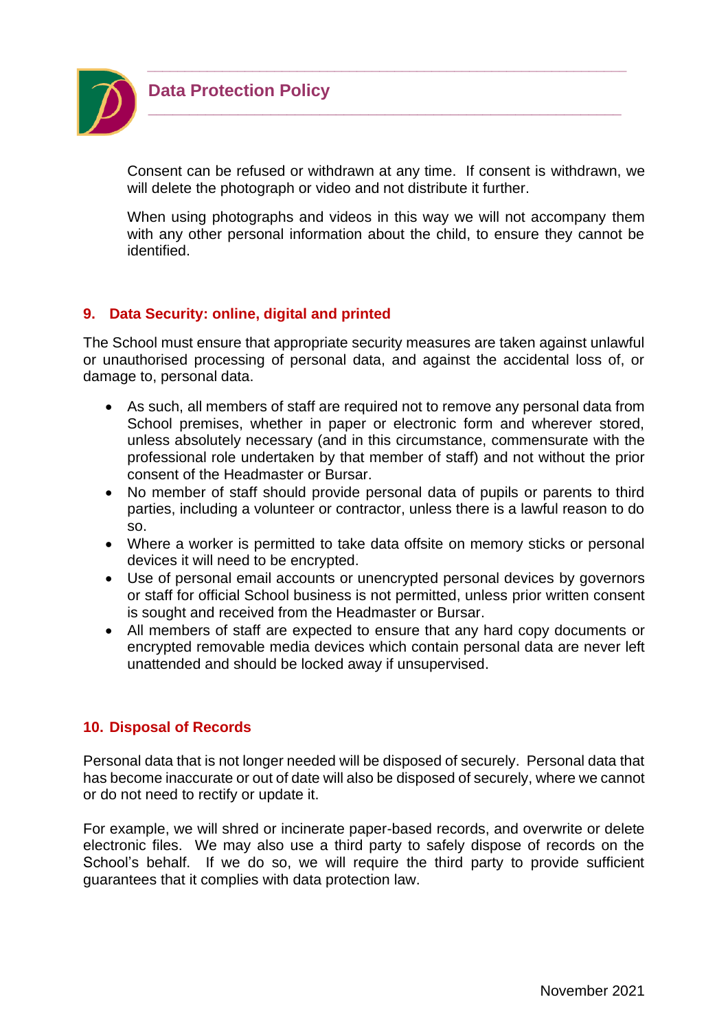Consent can be refused or withdrawn at any time. If consent is withdrawn, we will delete the photograph or video and not distribute it further.

When using photographs and videos in this way we will not accompany them with any other personal information about the child, to ensure they cannot be identified.

## 9. Data Security: online, digital and printed

The School must ensure that appropriate security measures are taken against unlawful or unauthorised processing of personal data, and against the accidental loss of, or damage to, personal data.

- As such, all members of staff are required not to remove any personal data from School premises, whether in paper or electronic form and wherever stored, unless absolutely necessary (and in this circumstance, commensurate with the professional role undertaken by that member of staff) and not without the prior consent of the Headmaster or Bursar.
- No member of staff should provide personal data of pupils or parents to third parties, including a volunteer or contractor, unless there is a lawful reason to do so.
- Where a worker is permitted to take data offsite on memory sticks or personal devices it will need to be encrypted.
- Use of personal email accounts or unencrypted personal devices by governors or staff for official School business is not permitted, unless prior written consent is sought and received from the Headmaster or Bursar.
- All members of staff are expected to ensure that any hard copy documents or encrypted removable media devices which contain personal data are never left unattended and should be locked away if unsupervised.

## 10. Disposal of Records

Personal data that is not longer needed will be disposed of securely. Personal data that has become inaccurate or out of date will also be disposed of securely, where we cannot or do not need to rectify or update it.

For example, we will shred or incinerate paper-based records, and overwrite or delete electronic files. We may also use a third party to safely dispose of records on the School's behalf. If we do so, we will require the third party to provide sufficient guarantees that it complies with data protection law.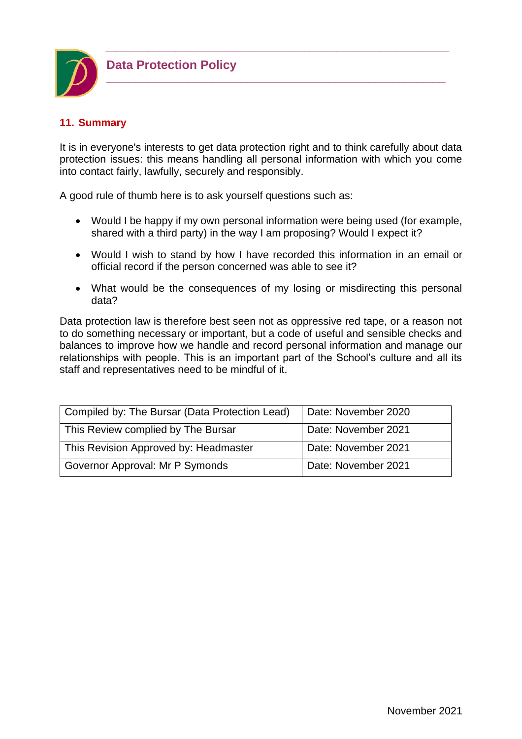## 11. Summary

It is in everyone's interests to get data protection right and to think carefully about data protection issues: this means handling all personal information with which you come into contact fairly, lawfully, securely and responsibly.

A good rule of thumb here is to ask yourself questions such as:

- Would I be happy if my own personal information were being used (for example, shared with a third party) in the way I am proposing? Would I expect it?
- Would I wish to stand by how I have recorded this information in an email or official record if the person concerned was able to see it?
- What would be the consequences of my losing or misdirecting this personal data?

Data protection law is therefore best seen not as oppressive red tape, or a reason not to do something necessary or important, but a code of useful and sensible checks and balances to improve how we handle and record personal information and manage our relationships with people. This is an important part of the School's culture and all its staff and representatives need to be mindful of it.

| | |
|---|---|
| Compiled by: The Bursar (Data Protection Lead) | Date: November 2020 |
| This Review complied by The Bursar | Date: November 2021 |
| This Revision Approved by: Headmaster | Date: November 2021 |
| Governor Approval: Mr P Symonds | Date: November 2021 |